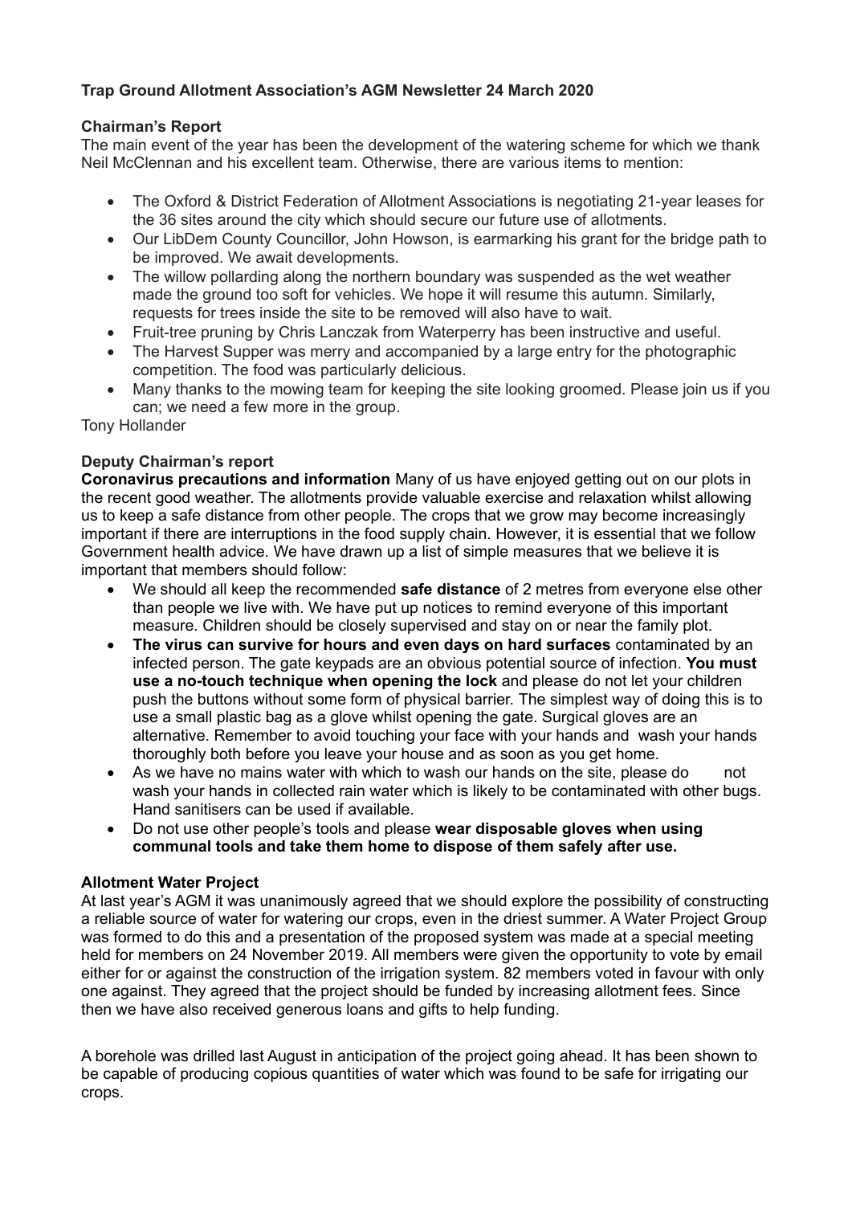# Trap Ground Allotment Association's AGM Newsletter 24 March 2020

## Chairman's Report

The main event of the year has been the development of the watering scheme for which we thank Neil McClennan and his excellent team. Otherwise, there are various items to mention:

- The Oxford & District Federation of Allotment Associations is negotiating 21-year leases for the 36 sites around the city which should secure our future use of allotments.
- Our LibDem County Councillor, John Howson, is earmarking his grant for the bridge path to be improved. We await developments.
- The willow pollarding along the northern boundary was suspended as the wet weather made the ground too soft for vehicles. We hope it will resume this autumn. Similarly, requests for trees inside the site to be removed will also have to wait.
- Fruit-tree pruning by Chris Lanczak from Waterperry has been instructive and useful.
- The Harvest Supper was merry and accompanied by a large entry for the photographic competition. The food was particularly delicious.
- Many thanks to the mowing team for keeping the site looking groomed. Please join us if you can; we need a few more in the group.

Tony Hollander

## Deputy Chairman's report

**Coronavirus precautions and information** Many of us have enjoyed getting out on our plots in the recent good weather. The allotments provide valuable exercise and relaxation whilst allowing us to keep a safe distance from other people. The crops that we grow may become increasingly important if there are interruptions in the food supply chain. However, it is essential that we follow Government health advice. We have drawn up a list of simple measures that we believe it is important that members should follow:

- We should all keep the recommended **safe distance** of 2 metres from everyone else other than people we live with. We have put up notices to remind everyone of this important measure. Children should be closely supervised and stay on or near the family plot.
- **The virus can survive for hours and even days on hard surfaces** contaminated by an infected person. The gate keypads are an obvious potential source of infection. **You must use a no-touch technique when opening the lock** and please do not let your children push the buttons without some form of physical barrier. The simplest way of doing this is to use a small plastic bag as a glove whilst opening the gate. Surgical gloves are an alternative. Remember to avoid touching your face with your hands and wash your hands thoroughly both before you leave your house and as soon as you get home.
- As we have no mains water with which to wash our hands on the site, please do not wash your hands in collected rain water which is likely to be contaminated with other bugs. Hand sanitisers can be used if available.
- Do not use other people's tools and please **wear disposable gloves when using communal tools and take them home to dispose of them safely after use.**

## Allotment Water Project

At last year's AGM it was unanimously agreed that we should explore the possibility of constructing a reliable source of water for watering our crops, even in the driest summer. A Water Project Group was formed to do this and a presentation of the proposed system was made at a special meeting held for members on 24 November 2019. All members were given the opportunity to vote by email either for or against the construction of the irrigation system. 82 members voted in favour with only one against. They agreed that the project should be funded by increasing allotment fees. Since then we have also received generous loans and gifts to help funding.

A borehole was drilled last August in anticipation of the project going ahead. It has been shown to be capable of producing copious quantities of water which was found to be safe for irrigating our crops.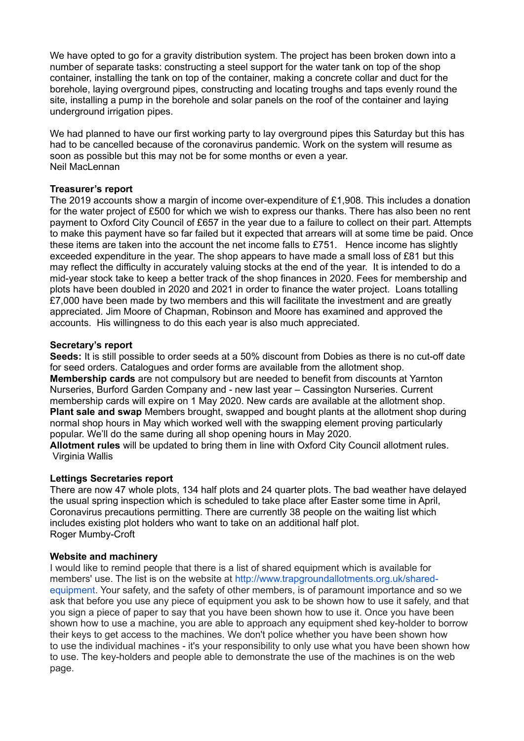We have opted to go for a gravity distribution system. The project has been broken down into a number of separate tasks: constructing a steel support for the water tank on top of the shop container, installing the tank on top of the container, making a concrete collar and duct for the borehole, laying overground pipes, constructing and locating troughs and taps evenly round the site, installing a pump in the borehole and solar panels on the roof of the container and laying underground irrigation pipes.

We had planned to have our first working party to lay overground pipes this Saturday but this has had to be cancelled because of the coronavirus pandemic. Work on the system will resume as soon as possible but this may not be for some months or even a year.
Neil MacLennan

**Treasurer's report**

The 2019 accounts show a margin of income over-expenditure of £1,908. This includes a donation for the water project of £500 for which we wish to express our thanks. There has also been no rent payment to Oxford City Council of £657 in the year due to a failure to collect on their part. Attempts to make this payment have so far failed but it expected that arrears will at some time be paid. Once these items are taken into the account the net income falls to £751. Hence income has slightly exceeded expenditure in the year. The shop appears to have made a small loss of £81 but this may reflect the difficulty in accurately valuing stocks at the end of the year. It is intended to do a mid-year stock take to keep a better track of the shop finances in 2020. Fees for membership and plots have been doubled in 2020 and 2021 in order to finance the water project. Loans totalling £7,000 have been made by two members and this will facilitate the investment and are greatly appreciated. Jim Moore of Chapman, Robinson and Moore has examined and approved the accounts. His willingness to do this each year is also much appreciated.

**Secretary's report**

**Seeds:** It is still possible to order seeds at a 50% discount from Dobies as there is no cut-off date for seed orders. Catalogues and order forms are available from the allotment shop.
**Membership cards** are not compulsory but are needed to benefit from discounts at Yarnton Nurseries, Burford Garden Company and - new last year – Cassington Nurseries. Current membership cards will expire on 1 May 2020. New cards are available at the allotment shop.
**Plant sale and swap** Members brought, swapped and bought plants at the allotment shop during normal shop hours in May which worked well with the swapping element proving particularly popular. We'll do the same during all shop opening hours in May 2020.
**Allotment rules** will be updated to bring them in line with Oxford City Council allotment rules.
Virginia Wallis

**Lettings Secretaries report**

There are now 47 whole plots, 134 half plots and 24 quarter plots. The bad weather have delayed the usual spring inspection which is scheduled to take place after Easter some time in April, Coronavirus precautions permitting. There are currently 38 people on the waiting list which includes existing plot holders who want to take on an additional half plot.
Roger Mumby-Croft

**Website and machinery**

I would like to remind people that there is a list of shared equipment which is available for members' use. The list is on the website at http://www.trapgroundallotments.org.uk/shared-equipment. Your safety, and the safety of other members, is of paramount importance and so we ask that before you use any piece of equipment you ask to be shown how to use it safely, and that you sign a piece of paper to say that you have been shown how to use it. Once you have been shown how to use a machine, you are able to approach any equipment shed key-holder to borrow their keys to get access to the machines. We don't police whether you have been shown how to use the individual machines - it's your responsibility to only use what you have been shown how to use. The key-holders and people able to demonstrate the use of the machines is on the web page.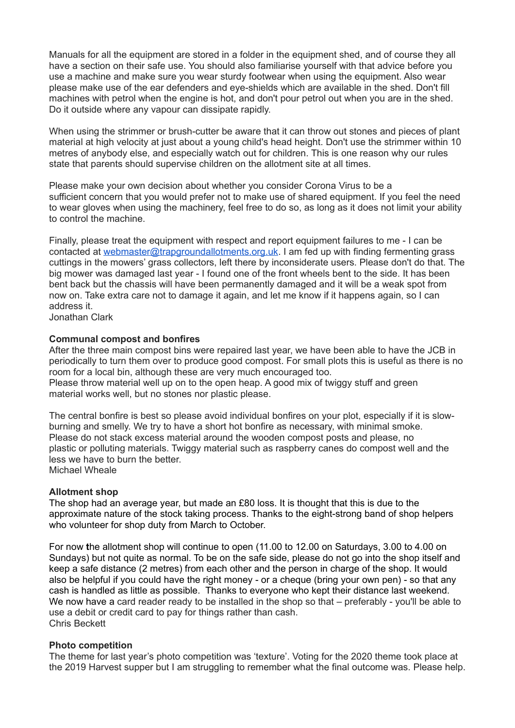Manuals for all the equipment are stored in a folder in the equipment shed, and of course they all have a section on their safe use. You should also familiarise yourself with that advice before you use a machine and make sure you wear sturdy footwear when using the equipment. Also wear please make use of the ear defenders and eye-shields which are available in the shed. Don't fill machines with petrol when the engine is hot, and don't pour petrol out when you are in the shed. Do it outside where any vapour can dissipate rapidly.

When using the strimmer or brush-cutter be aware that it can throw out stones and pieces of plant material at high velocity at just about a young child's head height. Don't use the strimmer within 10 metres of anybody else, and especially watch out for children. This is one reason why our rules state that parents should supervise children on the allotment site at all times.

Please make your own decision about whether you consider Corona Virus to be a sufficient concern that you would prefer not to make use of shared equipment. If you feel the need to wear gloves when using the machinery, feel free to do so, as long as it does not limit your ability to control the machine.

Finally, please treat the equipment with respect and report equipment failures to me - I can be contacted at [webmaster@trapgroundallotments.org.uk](mailto:webmaster@trapgroundallotments.org.uk). I am fed up with finding fermenting grass cuttings in the mowers' grass collectors, left there by inconsiderate users. Please don't do that. The big mower was damaged last year - I found one of the front wheels bent to the side. It has been bent back but the chassis will have been permanently damaged and it will be a weak spot from now on. Take extra care not to damage it again, and let me know if it happens again, so I can address it.
Jonathan Clark

**Communal compost and bonfires**
After the three main compost bins were repaired last year, we have been able to have the JCB in periodically to turn them over to produce good compost. For small plots this is useful as there is no room for a local bin, although these are very much encouraged too.
Please throw material well up on to the open heap. A good mix of twiggy stuff and green material works well, but no stones nor plastic please.

The central bonfire is best so please avoid individual bonfires on your plot, especially if it is slow-burning and smelly. We try to have a short hot bonfire as necessary, with minimal smoke. Please do not stack excess material around the wooden compost posts and please, no plastic or polluting materials. Twiggy material such as raspberry canes do compost well and the less we have to burn the better.
Michael Wheale

**Allotment shop**
The shop had an average year, but made an £80 loss. It is thought that this is due to the approximate nature of the stock taking process. Thanks to the eight-strong band of shop helpers who volunteer for shop duty from March to October.

For now **t**he allotment shop will continue to open (11.00 to 12.00 on Saturdays, 3.00 to 4.00 on Sundays) but not quite as normal. To be on the safe side, please do not go into the shop itself and keep a safe distance (2 metres) from each other and the person in charge of the shop. It would also be helpful if you could have the right money - or a cheque (bring your own pen) - so that any cash is handled as little as possible. Thanks to everyone who kept their distance last weekend. We now have a card reader ready to be installed in the shop so that – preferably - you'll be able to use a debit or credit card to pay for things rather than cash.
Chris Beckett

**Photo competition**
The theme for last year's photo competition was 'texture'. Voting for the 2020 theme took place at the 2019 Harvest supper but I am struggling to remember what the final outcome was. Please help.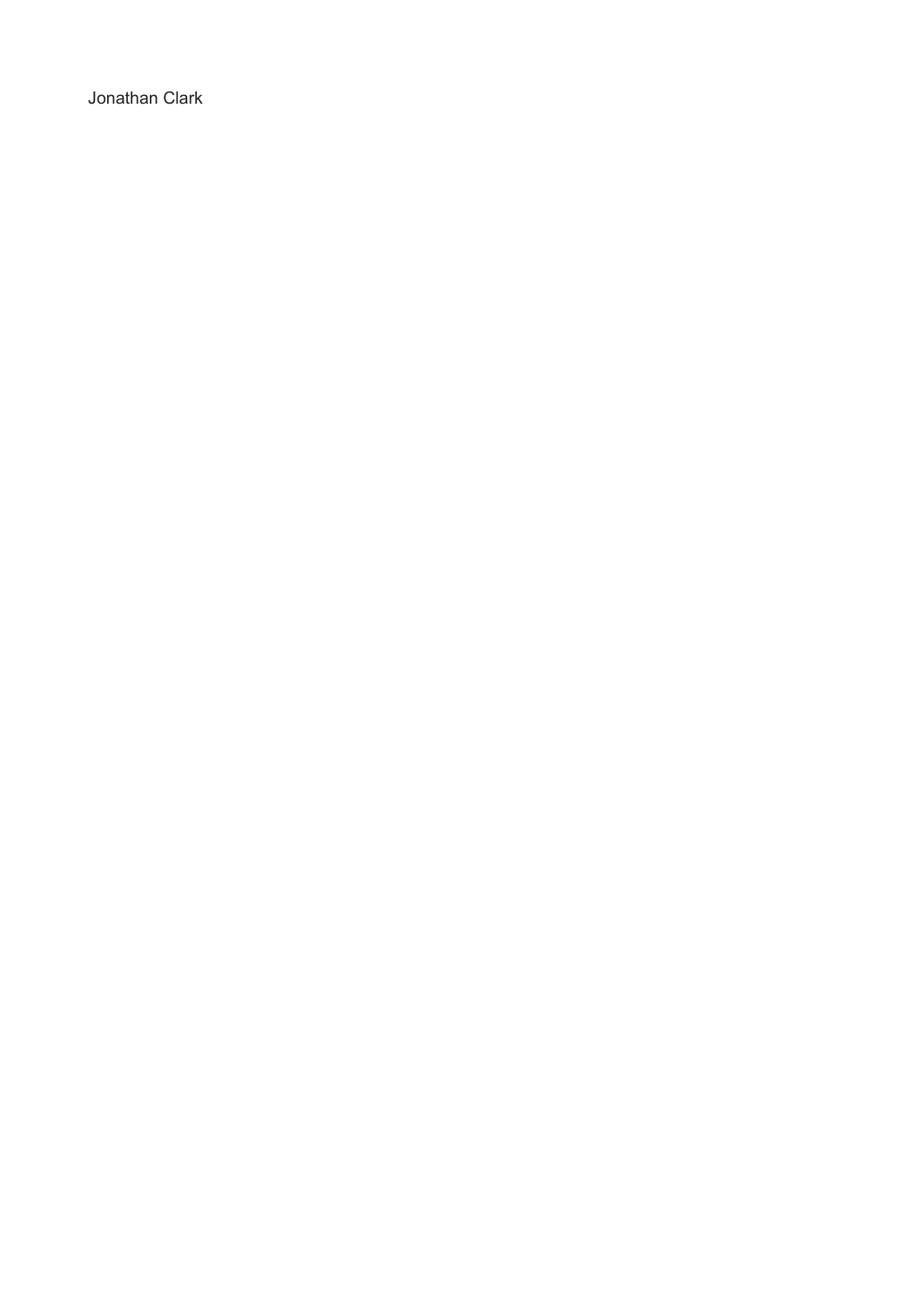Jonathan Clark